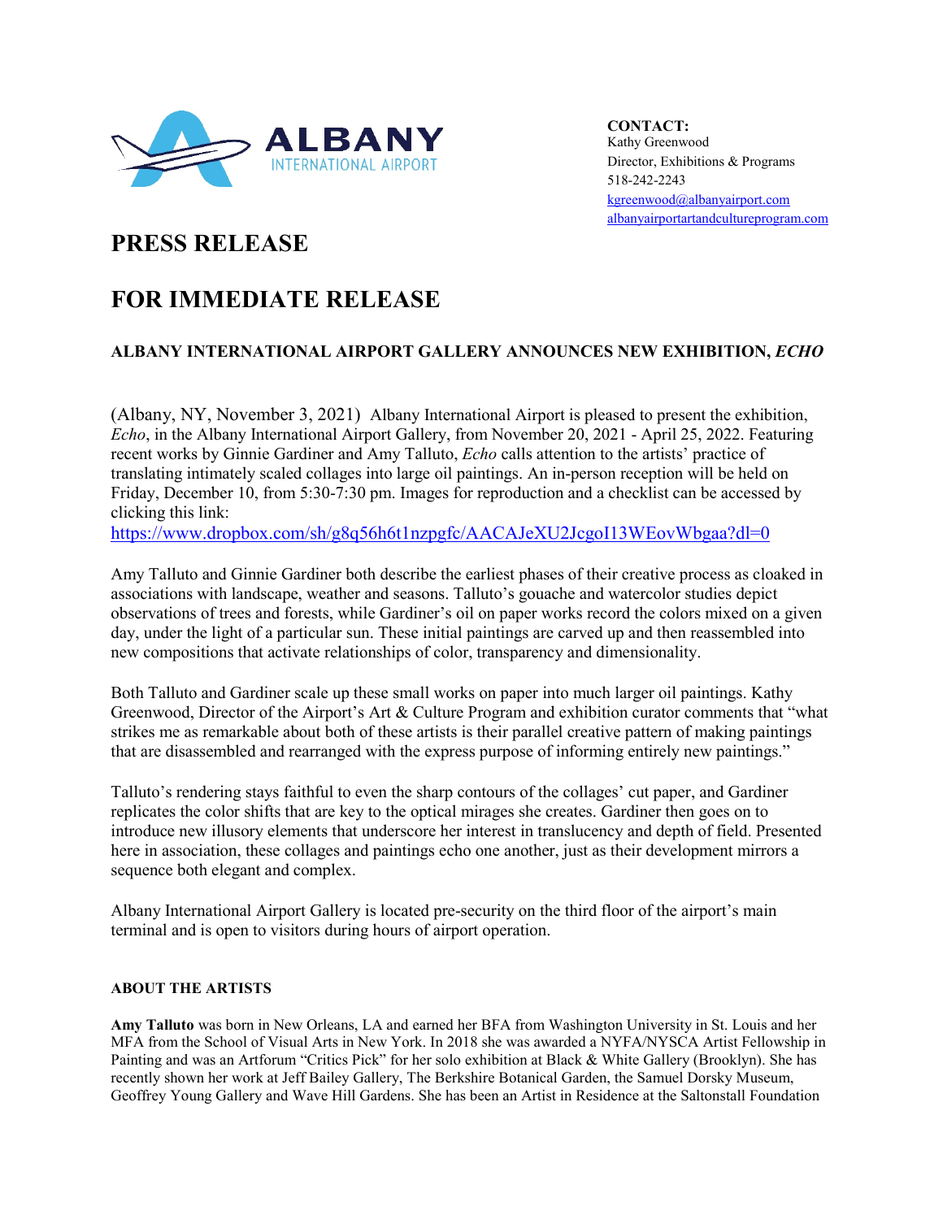ALBANY INTERNATIONAL AIRPORT

**CONTACT:**
Kathy Greenwood
Director, Exhibitions & Programs
518-242-2243
kgreenwood@albanyairport.com
albanyairportartandcultureprogram.com

# PRESS RELEASE

# FOR IMMEDIATE RELEASE

### ALBANY INTERNATIONAL AIRPORT GALLERY ANNOUNCES NEW EXHIBITION, *ECHO*

(Albany, NY, November 3, 2021) Albany International Airport is pleased to present the exhibition, *Echo*, in the Albany International Airport Gallery, from November 20, 2021 - April 25, 2022. Featuring recent works by Ginnie Gardiner and Amy Talluto, *Echo* calls attention to the artists' practice of translating intimately scaled collages into large oil paintings. An in-person reception will be held on Friday, December 10, from 5:30-7:30 pm. Images for reproduction and a checklist can be accessed by clicking this link:
https://www.dropbox.com/sh/g8q56h6t1nzpgfc/AACAJeXU2JcgoI13WEovWbgaa?dl=0

Amy Talluto and Ginnie Gardiner both describe the earliest phases of their creative process as cloaked in associations with landscape, weather and seasons. Talluto's gouache and watercolor studies depict observations of trees and forests, while Gardiner's oil on paper works record the colors mixed on a given day, under the light of a particular sun. These initial paintings are carved up and then reassembled into new compositions that activate relationships of color, transparency and dimensionality.

Both Talluto and Gardiner scale up these small works on paper into much larger oil paintings. Kathy Greenwood, Director of the Airport's Art & Culture Program and exhibition curator comments that "what strikes me as remarkable about both of these artists is their parallel creative pattern of making paintings that are disassembled and rearranged with the express purpose of informing entirely new paintings."

Talluto's rendering stays faithful to even the sharp contours of the collages' cut paper, and Gardiner replicates the color shifts that are key to the optical mirages she creates. Gardiner then goes on to introduce new illusory elements that underscore her interest in translucency and depth of field. Presented here in association, these collages and paintings echo one another, just as their development mirrors a sequence both elegant and complex.

Albany International Airport Gallery is located pre-security on the third floor of the airport's main terminal and is open to visitors during hours of airport operation.

#### ABOUT THE ARTISTS

**Amy Talluto** was born in New Orleans, LA and earned her BFA from Washington University in St. Louis and her MFA from the School of Visual Arts in New York. In 2018 she was awarded a NYFA/NYSCA Artist Fellowship in Painting and was an Artforum "Critics Pick" for her solo exhibition at Black & White Gallery (Brooklyn). She has recently shown her work at Jeff Bailey Gallery, The Berkshire Botanical Garden, the Samuel Dorsky Museum, Geoffrey Young Gallery and Wave Hill Gardens. She has been an Artist in Residence at the Saltonstall Foundation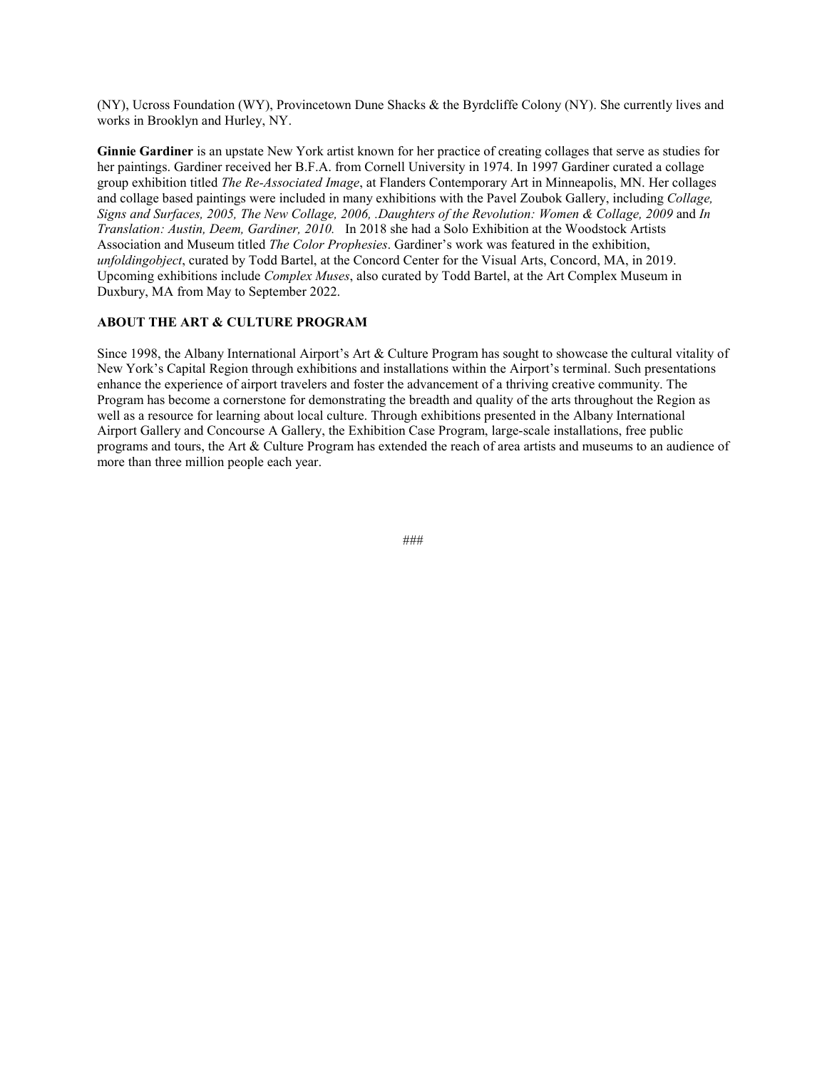(NY), Ucross Foundation (WY), Provincetown Dune Shacks & the Byrdcliffe Colony (NY). She currently lives and works in Brooklyn and Hurley, NY.

**Ginnie Gardiner** is an upstate New York artist known for her practice of creating collages that serve as studies for her paintings. Gardiner received her B.F.A. from Cornell University in 1974. In 1997 Gardiner curated a collage group exhibition titled *The Re-Associated Image*, at Flanders Contemporary Art in Minneapolis, MN. Her collages and collage based paintings were included in many exhibitions with the Pavel Zoubok Gallery, including *Collage, Signs and Surfaces, 2005, The New Collage, 2006, .Daughters of the Revolution: Women & Collage, 2009* and *In Translation: Austin, Deem, Gardiner, 2010.* In 2018 she had a Solo Exhibition at the Woodstock Artists Association and Museum titled *The Color Prophesies*. Gardiner's work was featured in the exhibition, *unfoldingobject*, curated by Todd Bartel, at the Concord Center for the Visual Arts, Concord, MA, in 2019. Upcoming exhibitions include *Complex Muses*, also curated by Todd Bartel, at the Art Complex Museum in Duxbury, MA from May to September 2022.

## ABOUT THE ART & CULTURE PROGRAM

Since 1998, the Albany International Airport's Art & Culture Program has sought to showcase the cultural vitality of New York's Capital Region through exhibitions and installations within the Airport's terminal. Such presentations enhance the experience of airport travelers and foster the advancement of a thriving creative community. The Program has become a cornerstone for demonstrating the breadth and quality of the arts throughout the Region as well as a resource for learning about local culture. Through exhibitions presented in the Albany International Airport Gallery and Concourse A Gallery, the Exhibition Case Program, large-scale installations, free public programs and tours, the Art & Culture Program has extended the reach of area artists and museums to an audience of more than three million people each year.

###